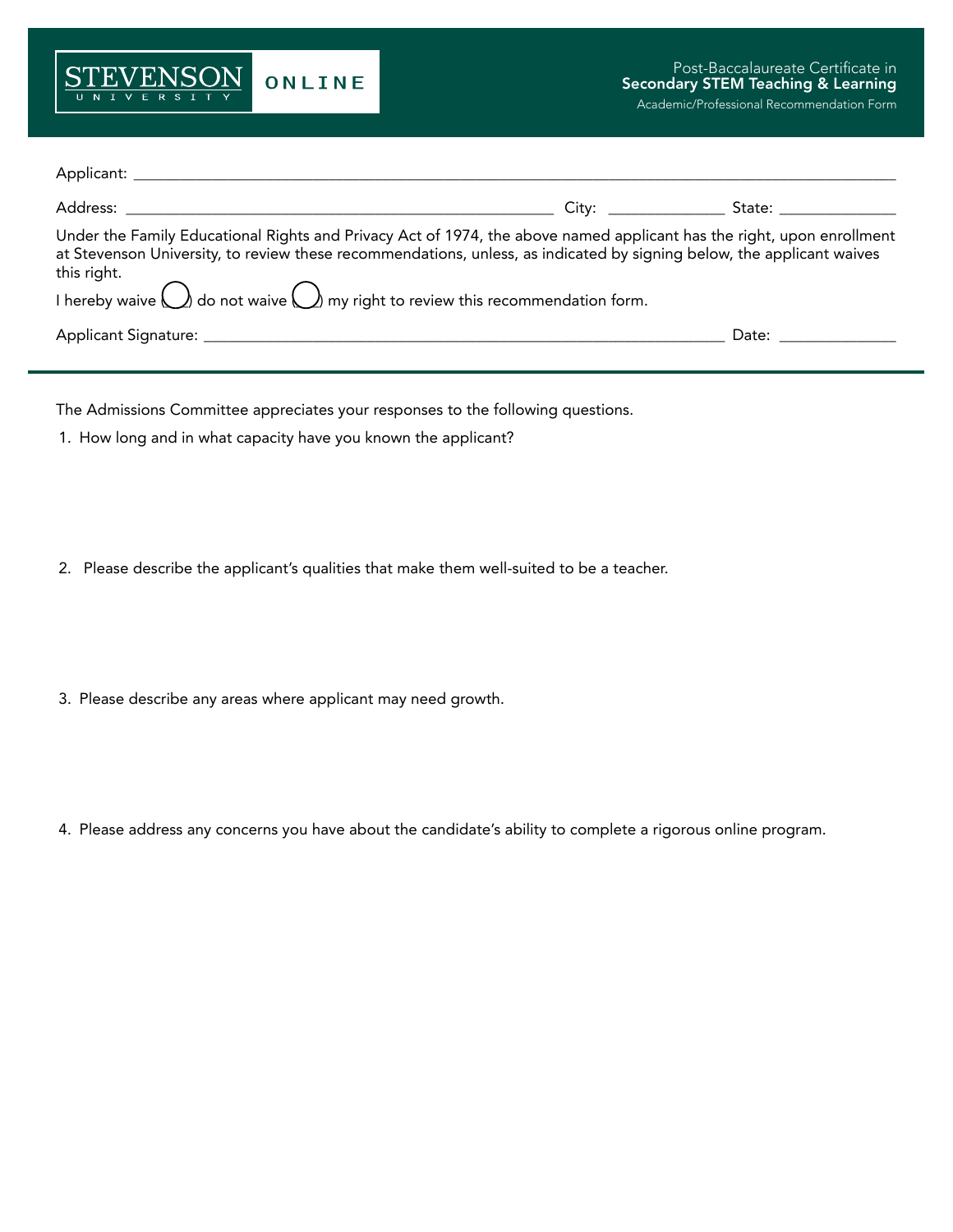**STEVENSON UNIVERSITY ONLINE**

Post-Baccalaureate Certificate in
**Secondary STEM Teaching & Learning**
Academic/Professional Recommendation Form

Applicant: ______________________________________________________________________________________

Address: ______________________________________________ City: ____________ State: ____________

Under the Family Educational Rights and Privacy Act of 1974, the above named applicant has the right, upon enrollment at Stevenson University, to review these recommendations, unless, as indicated by signing below, the applicant waives this right.

I hereby waive ( ) do not waive ( ) my right to review this recommendation form.

Applicant Signature: ________________________________________________________ Date: ____________

---

The Admissions Committee appreciates your responses to the following questions.

1. How long and in what capacity have you known the applicant?

2. Please describe the applicant's qualities that make them well-suited to be a teacher.

3. Please describe any areas where applicant may need growth.

4. Please address any concerns you have about the candidate's ability to complete a rigorous online program.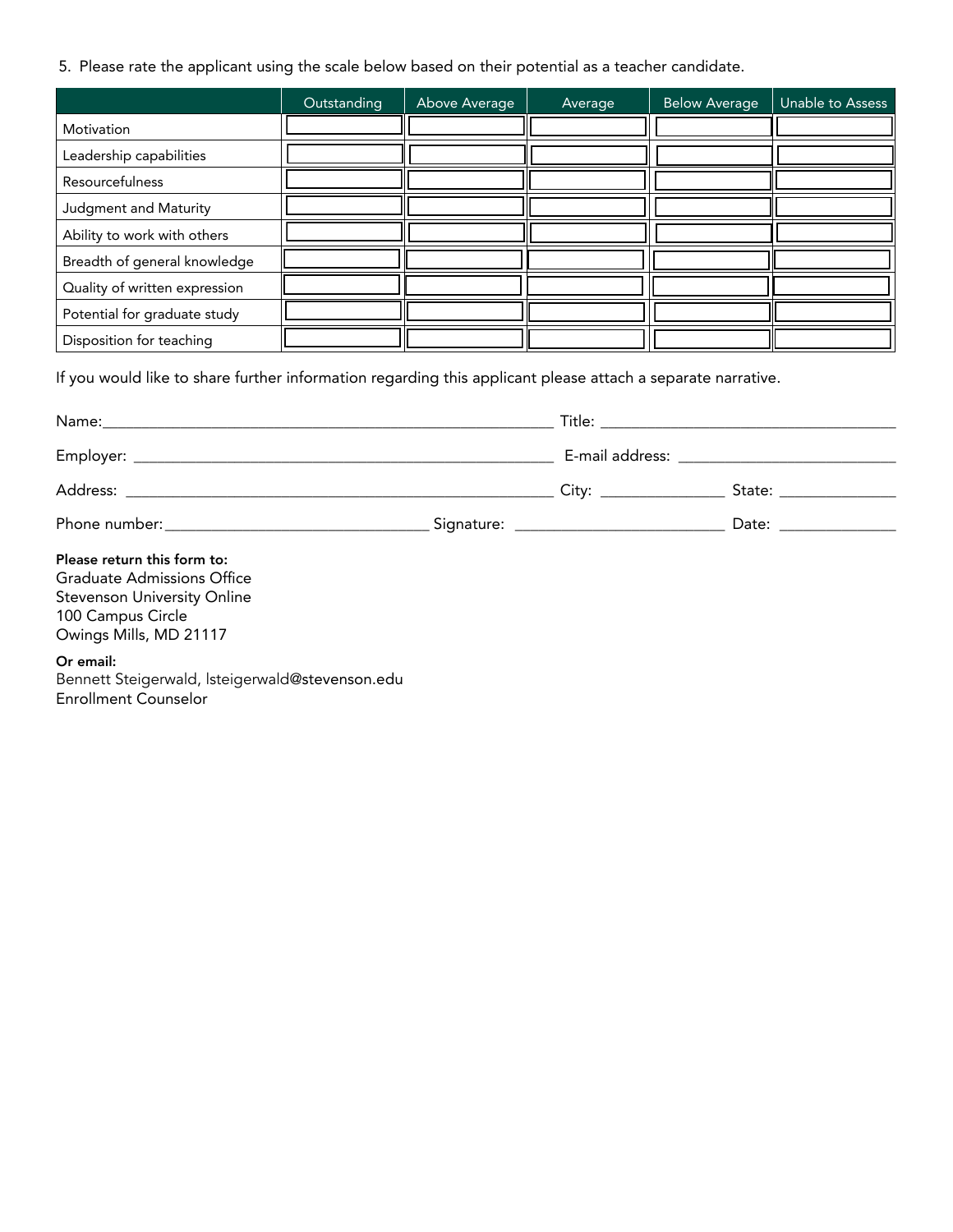5. Please rate the applicant using the scale below based on their potential as a teacher candidate.

| | Outstanding | Above Average | Average | Below Average | Unable to Assess |
|---|---|---|---|---|---|
| Motivation | | | | | |
| Leadership capabilities | | | | | |
| Resourcefulness | | | | | |
| Judgment and Maturity | | | | | |
| Ability to work with others | | | | | |
| Breadth of general knowledge | | | | | |
| Quality of written expression | | | | | |
| Potential for graduate study | | | | | |
| Disposition for teaching | | | | | |

If you would like to share further information regarding this applicant please attach a separate narrative.

Name:_______________________________________________ Title: ______________________________

Employer: ___________________________________________ E-mail address: _____________________

Address: ____________________________________________ City: _____________ State: ____________

Phone number:__________________________ Signature: ______________________ Date: ____________

**Please return this form to:**
Graduate Admissions Office
Stevenson University Online
100 Campus Circle
Owings Mills, MD 21117

**Or email:**
Bennett Steigerwald, lsteigerwald@stevenson.edu
Enrollment Counselor